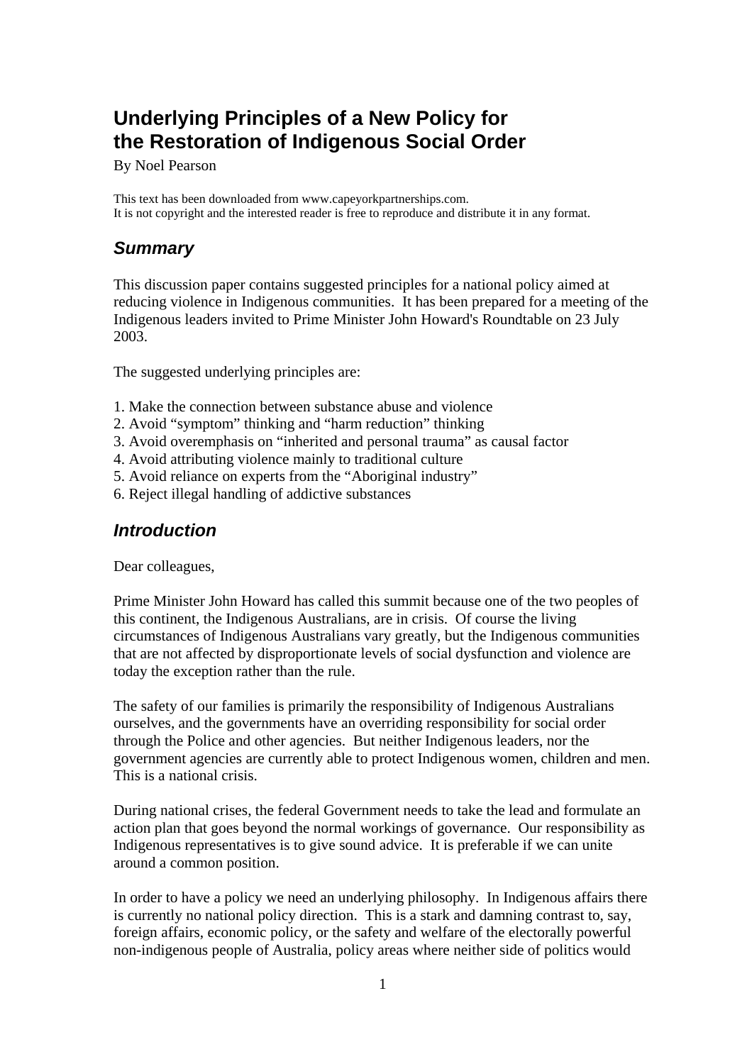# Underlying Principles of a New Policy for the Restoration of Indigenous Social Order

By Noel Pearson

This text has been downloaded from www.capeyorkpartnerships.com.
It is not copyright and the interested reader is free to reproduce and distribute it in any format.

## *Summary*

This discussion paper contains suggested principles for a national policy aimed at reducing violence in Indigenous communities. It has been prepared for a meeting of the Indigenous leaders invited to Prime Minister John Howard's Roundtable on 23 July 2003.

The suggested underlying principles are:

1. Make the connection between substance abuse and violence
2. Avoid "symptom" thinking and "harm reduction" thinking
3. Avoid overemphasis on "inherited and personal trauma" as causal factor
4. Avoid attributing violence mainly to traditional culture
5. Avoid reliance on experts from the "Aboriginal industry"
6. Reject illegal handling of addictive substances

## *Introduction*

Dear colleagues,

Prime Minister John Howard has called this summit because one of the two peoples of this continent, the Indigenous Australians, are in crisis. Of course the living circumstances of Indigenous Australians vary greatly, but the Indigenous communities that are not affected by disproportionate levels of social dysfunction and violence are today the exception rather than the rule.

The safety of our families is primarily the responsibility of Indigenous Australians ourselves, and the governments have an overriding responsibility for social order through the Police and other agencies. But neither Indigenous leaders, nor the government agencies are currently able to protect Indigenous women, children and men. This is a national crisis.

During national crises, the federal Government needs to take the lead and formulate an action plan that goes beyond the normal workings of governance. Our responsibility as Indigenous representatives is to give sound advice. It is preferable if we can unite around a common position.

In order to have a policy we need an underlying philosophy. In Indigenous affairs there is currently no national policy direction. This is a stark and damning contrast to, say, foreign affairs, economic policy, or the safety and welfare of the electorally powerful non-indigenous people of Australia, policy areas where neither side of politics would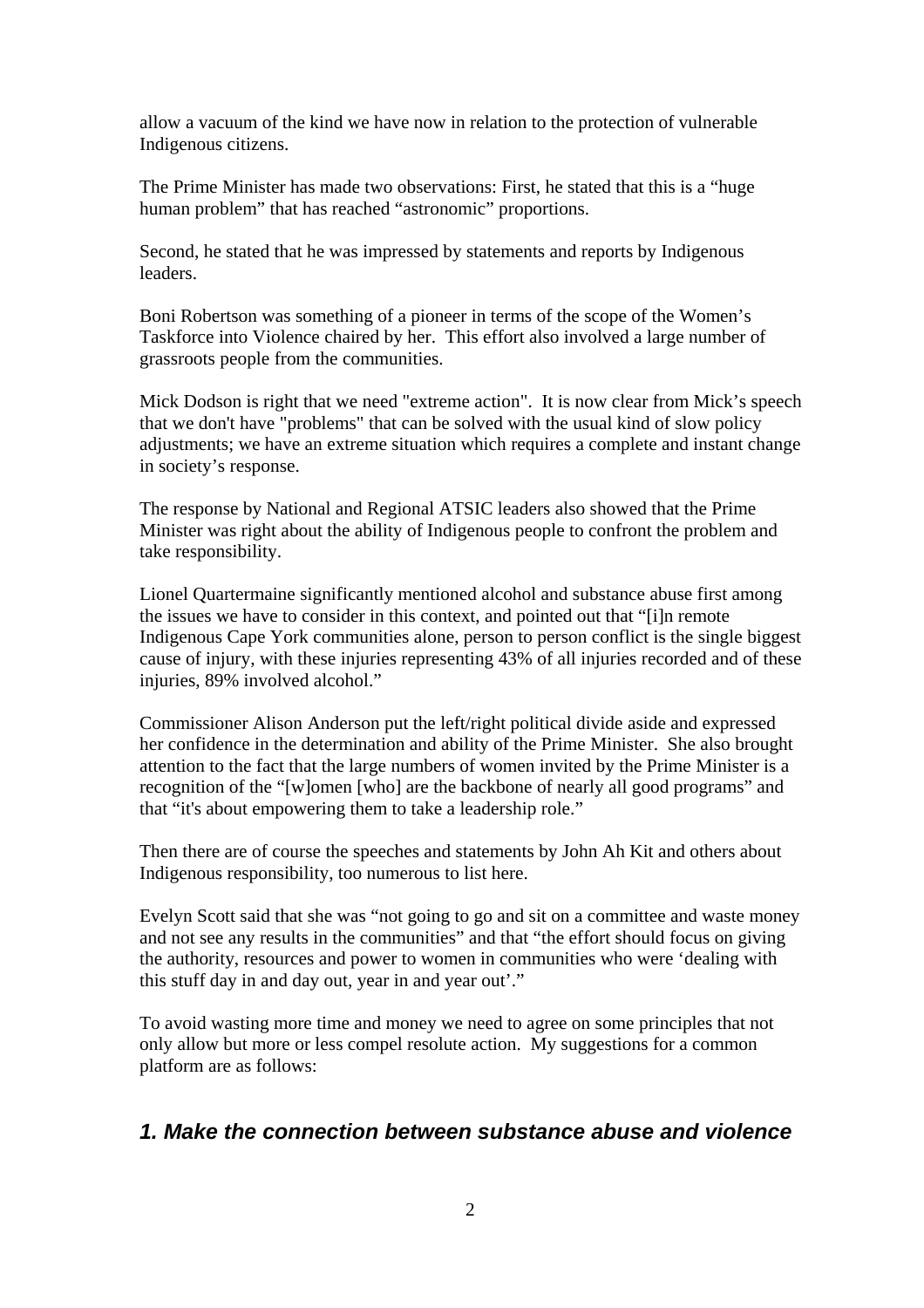allow a vacuum of the kind we have now in relation to the protection of vulnerable Indigenous citizens.

The Prime Minister has made two observations: First, he stated that this is a "huge human problem" that has reached "astronomic" proportions.

Second, he stated that he was impressed by statements and reports by Indigenous leaders.

Boni Robertson was something of a pioneer in terms of the scope of the Women's Taskforce into Violence chaired by her. This effort also involved a large number of grassroots people from the communities.

Mick Dodson is right that we need "extreme action". It is now clear from Mick's speech that we don't have "problems" that can be solved with the usual kind of slow policy adjustments; we have an extreme situation which requires a complete and instant change in society's response.

The response by National and Regional ATSIC leaders also showed that the Prime Minister was right about the ability of Indigenous people to confront the problem and take responsibility.

Lionel Quartermaine significantly mentioned alcohol and substance abuse first among the issues we have to consider in this context, and pointed out that "[i]n remote Indigenous Cape York communities alone, person to person conflict is the single biggest cause of injury, with these injuries representing 43% of all injuries recorded and of these injuries, 89% involved alcohol."

Commissioner Alison Anderson put the left/right political divide aside and expressed her confidence in the determination and ability of the Prime Minister. She also brought attention to the fact that the large numbers of women invited by the Prime Minister is a recognition of the "[w]omen [who] are the backbone of nearly all good programs" and that "it's about empowering them to take a leadership role."

Then there are of course the speeches and statements by John Ah Kit and others about Indigenous responsibility, too numerous to list here.

Evelyn Scott said that she was "not going to go and sit on a committee and waste money and not see any results in the communities" and that "the effort should focus on giving the authority, resources and power to women in communities who were 'dealing with this stuff day in and day out, year in and year out'."

To avoid wasting more time and money we need to agree on some principles that not only allow but more or less compel resolute action. My suggestions for a common platform are as follows:

## *1. Make the connection between substance abuse and violence*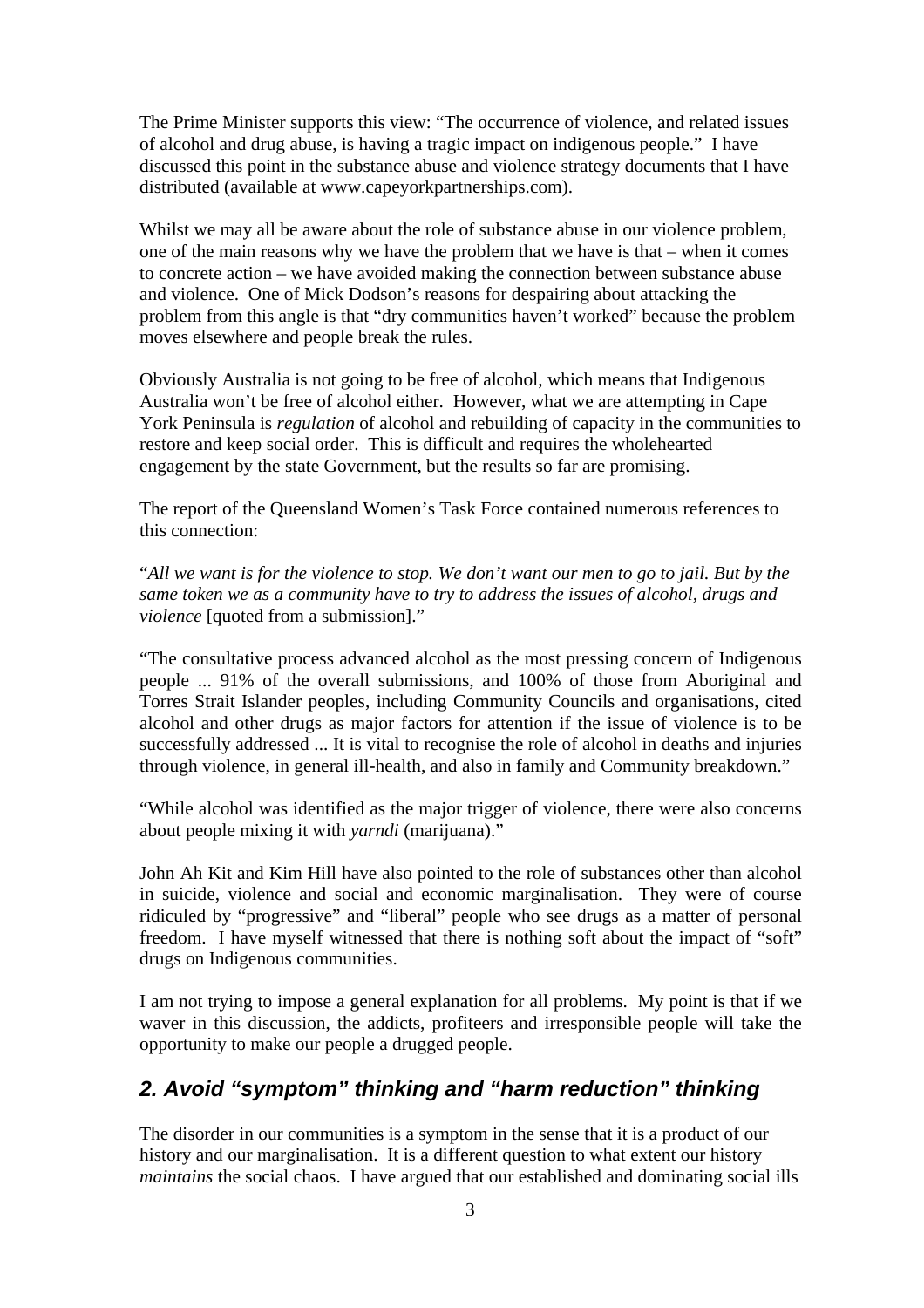The Prime Minister supports this view: "The occurrence of violence, and related issues of alcohol and drug abuse, is having a tragic impact on indigenous people." I have discussed this point in the substance abuse and violence strategy documents that I have distributed (available at www.capeyorkpartnerships.com).

Whilst we may all be aware about the role of substance abuse in our violence problem, one of the main reasons why we have the problem that we have is that – when it comes to concrete action – we have avoided making the connection between substance abuse and violence. One of Mick Dodson's reasons for despairing about attacking the problem from this angle is that "dry communities haven't worked" because the problem moves elsewhere and people break the rules.

Obviously Australia is not going to be free of alcohol, which means that Indigenous Australia won't be free of alcohol either. However, what we are attempting in Cape York Peninsula is *regulation* of alcohol and rebuilding of capacity in the communities to restore and keep social order. This is difficult and requires the wholehearted engagement by the state Government, but the results so far are promising.

The report of the Queensland Women's Task Force contained numerous references to this connection:

"*All we want is for the violence to stop. We don't want our men to go to jail. But by the same token we as a community have to try to address the issues of alcohol, drugs and violence* [quoted from a submission]."

"The consultative process advanced alcohol as the most pressing concern of Indigenous people ... 91% of the overall submissions, and 100% of those from Aboriginal and Torres Strait Islander peoples, including Community Councils and organisations, cited alcohol and other drugs as major factors for attention if the issue of violence is to be successfully addressed ... It is vital to recognise the role of alcohol in deaths and injuries through violence, in general ill-health, and also in family and Community breakdown."

"While alcohol was identified as the major trigger of violence, there were also concerns about people mixing it with *yarndi* (marijuana)."

John Ah Kit and Kim Hill have also pointed to the role of substances other than alcohol in suicide, violence and social and economic marginalisation. They were of course ridiculed by "progressive" and "liberal" people who see drugs as a matter of personal freedom. I have myself witnessed that there is nothing soft about the impact of "soft" drugs on Indigenous communities.

I am not trying to impose a general explanation for all problems. My point is that if we waver in this discussion, the addicts, profiteers and irresponsible people will take the opportunity to make our people a drugged people.

## *2. Avoid "symptom" thinking and "harm reduction" thinking*

The disorder in our communities is a symptom in the sense that it is a product of our history and our marginalisation. It is a different question to what extent our history *maintains* the social chaos. I have argued that our established and dominating social ills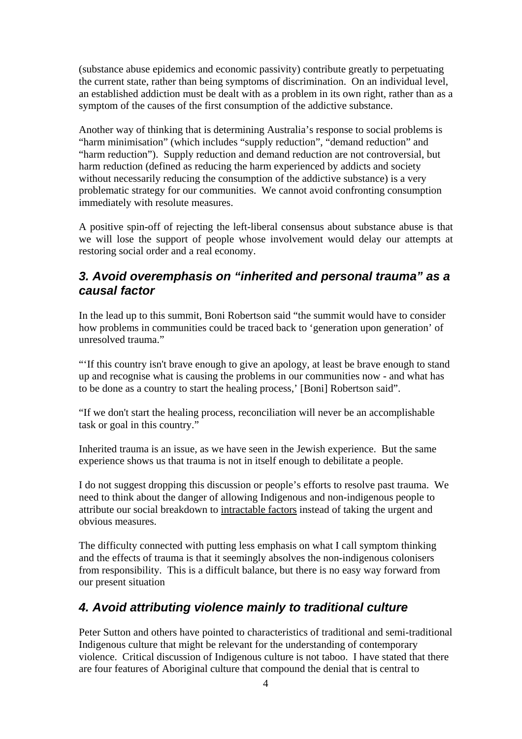(substance abuse epidemics and economic passivity) contribute greatly to perpetuating the current state, rather than being symptoms of discrimination. On an individual level, an established addiction must be dealt with as a problem in its own right, rather than as a symptom of the causes of the first consumption of the addictive substance.

Another way of thinking that is determining Australia's response to social problems is "harm minimisation" (which includes "supply reduction", "demand reduction" and "harm reduction"). Supply reduction and demand reduction are not controversial, but harm reduction (defined as reducing the harm experienced by addicts and society without necessarily reducing the consumption of the addictive substance) is a very problematic strategy for our communities. We cannot avoid confronting consumption immediately with resolute measures.

A positive spin-off of rejecting the left-liberal consensus about substance abuse is that we will lose the support of people whose involvement would delay our attempts at restoring social order and a real economy.

## *3. Avoid overemphasis on "inherited and personal trauma" as a causal factor*

In the lead up to this summit, Boni Robertson said "the summit would have to consider how problems in communities could be traced back to 'generation upon generation' of unresolved trauma."

"'If this country isn't brave enough to give an apology, at least be brave enough to stand up and recognise what is causing the problems in our communities now - and what has to be done as a country to start the healing process,' [Boni] Robertson said".

"If we don't start the healing process, reconciliation will never be an accomplishable task or goal in this country."

Inherited trauma is an issue, as we have seen in the Jewish experience. But the same experience shows us that trauma is not in itself enough to debilitate a people.

I do not suggest dropping this discussion or people's efforts to resolve past trauma. We need to think about the danger of allowing Indigenous and non-indigenous people to attribute our social breakdown to <u>intractable factors</u> instead of taking the urgent and obvious measures.

The difficulty connected with putting less emphasis on what I call symptom thinking and the effects of trauma is that it seemingly absolves the non-indigenous colonisers from responsibility. This is a difficult balance, but there is no easy way forward from our present situation

## *4. Avoid attributing violence mainly to traditional culture*

Peter Sutton and others have pointed to characteristics of traditional and semi-traditional Indigenous culture that might be relevant for the understanding of contemporary violence. Critical discussion of Indigenous culture is not taboo. I have stated that there are four features of Aboriginal culture that compound the denial that is central to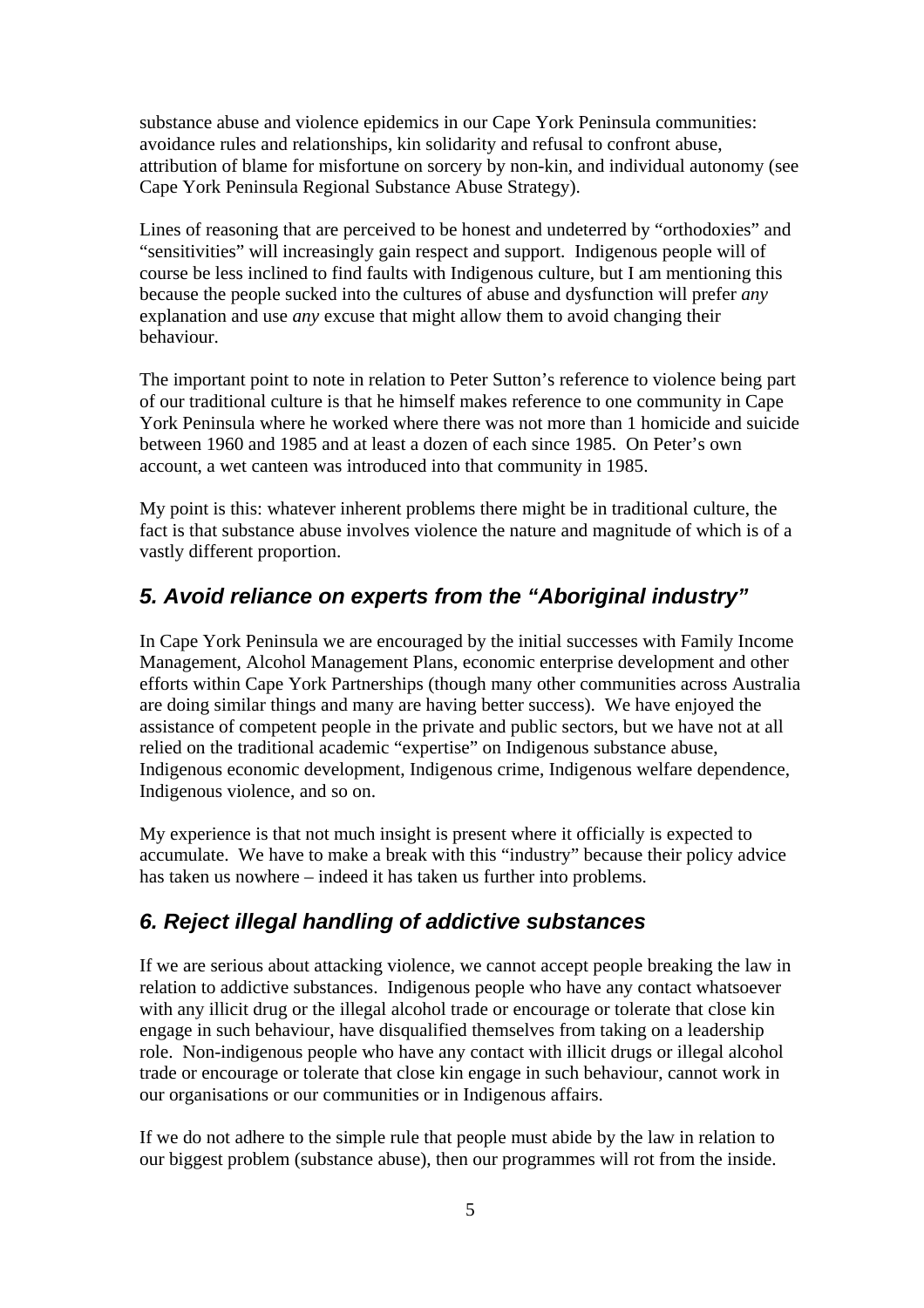substance abuse and violence epidemics in our Cape York Peninsula communities: avoidance rules and relationships, kin solidarity and refusal to confront abuse, attribution of blame for misfortune on sorcery by non-kin, and individual autonomy (see Cape York Peninsula Regional Substance Abuse Strategy).

Lines of reasoning that are perceived to be honest and undeterred by "orthodoxies" and "sensitivities" will increasingly gain respect and support. Indigenous people will of course be less inclined to find faults with Indigenous culture, but I am mentioning this because the people sucked into the cultures of abuse and dysfunction will prefer *any* explanation and use *any* excuse that might allow them to avoid changing their behaviour.

The important point to note in relation to Peter Sutton's reference to violence being part of our traditional culture is that he himself makes reference to one community in Cape York Peninsula where he worked where there was not more than 1 homicide and suicide between 1960 and 1985 and at least a dozen of each since 1985. On Peter's own account, a wet canteen was introduced into that community in 1985.

My point is this: whatever inherent problems there might be in traditional culture, the fact is that substance abuse involves violence the nature and magnitude of which is of a vastly different proportion.

## *5. Avoid reliance on experts from the "Aboriginal industry"*

In Cape York Peninsula we are encouraged by the initial successes with Family Income Management, Alcohol Management Plans, economic enterprise development and other efforts within Cape York Partnerships (though many other communities across Australia are doing similar things and many are having better success). We have enjoyed the assistance of competent people in the private and public sectors, but we have not at all relied on the traditional academic "expertise" on Indigenous substance abuse, Indigenous economic development, Indigenous crime, Indigenous welfare dependence, Indigenous violence, and so on.

My experience is that not much insight is present where it officially is expected to accumulate. We have to make a break with this "industry" because their policy advice has taken us nowhere – indeed it has taken us further into problems.

## *6. Reject illegal handling of addictive substances*

If we are serious about attacking violence, we cannot accept people breaking the law in relation to addictive substances. Indigenous people who have any contact whatsoever with any illicit drug or the illegal alcohol trade or encourage or tolerate that close kin engage in such behaviour, have disqualified themselves from taking on a leadership role. Non-indigenous people who have any contact with illicit drugs or illegal alcohol trade or encourage or tolerate that close kin engage in such behaviour, cannot work in our organisations or our communities or in Indigenous affairs.

If we do not adhere to the simple rule that people must abide by the law in relation to our biggest problem (substance abuse), then our programmes will rot from the inside.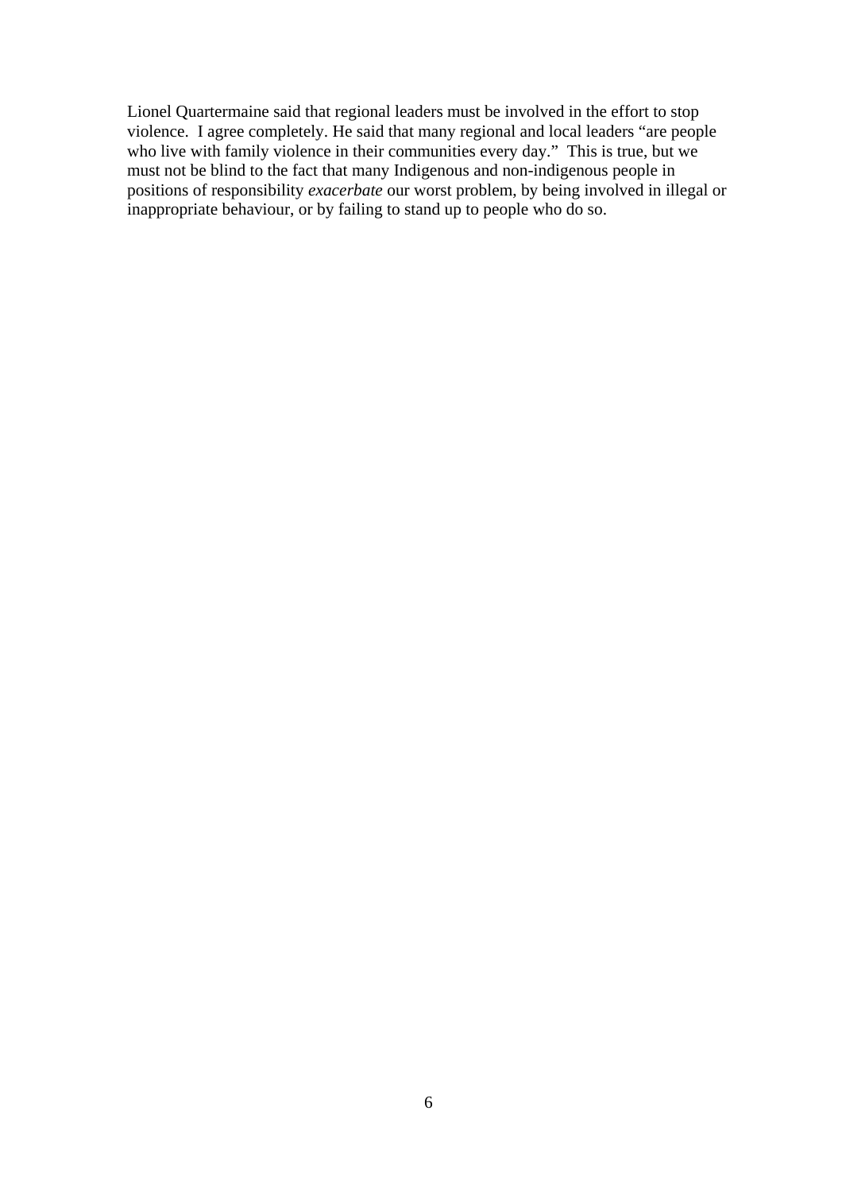Lionel Quartermaine said that regional leaders must be involved in the effort to stop violence. I agree completely. He said that many regional and local leaders "are people who live with family violence in their communities every day." This is true, but we must not be blind to the fact that many Indigenous and non-indigenous people in positions of responsibility *exacerbate* our worst problem, by being involved in illegal or inappropriate behaviour, or by failing to stand up to people who do so.